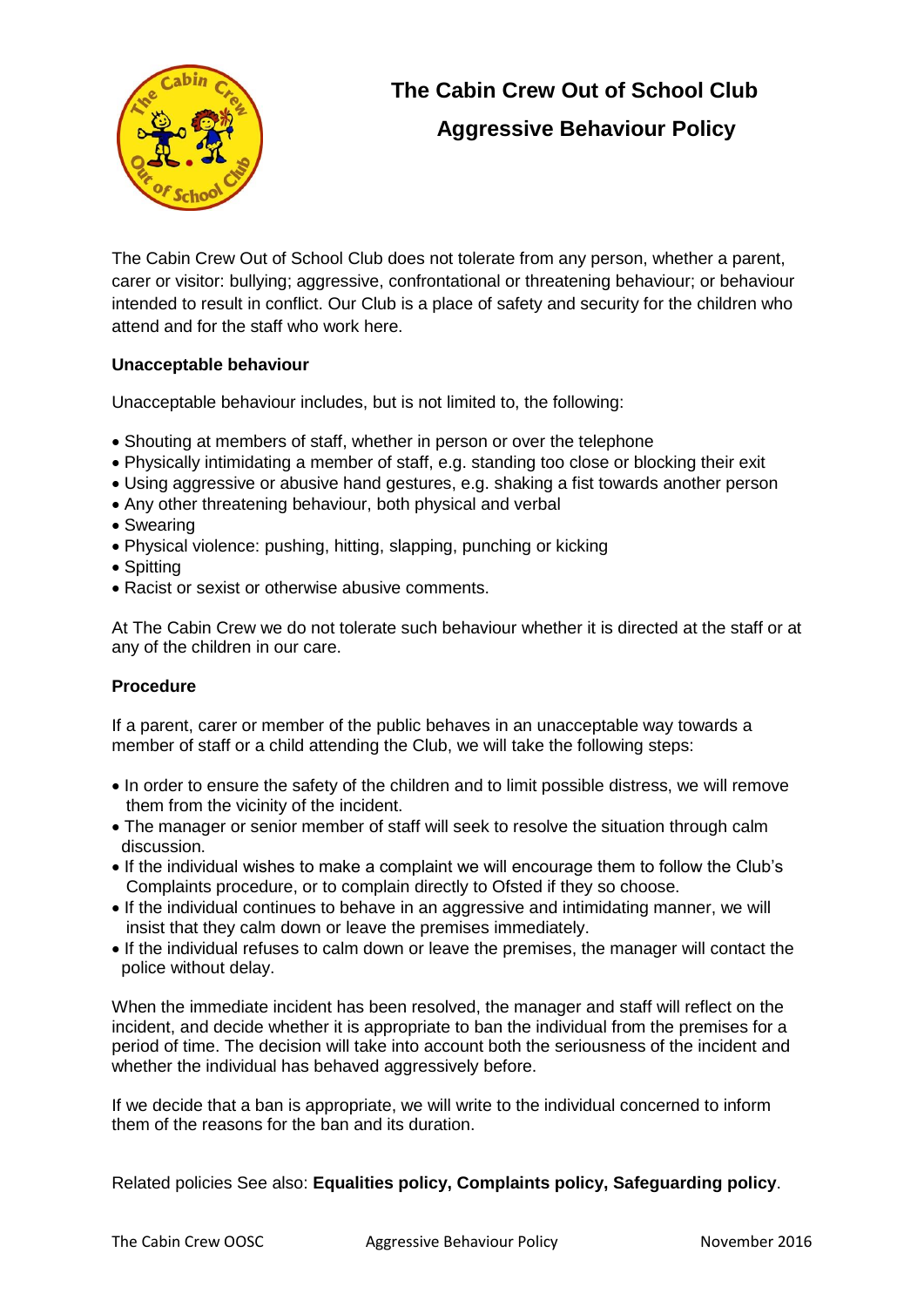# The Cabin Crew Out of School Club

## Aggressive Behaviour Policy

The Cabin Crew Out of School Club does not tolerate from any person, whether a parent, carer or visitor: bullying; aggressive, confrontational or threatening behaviour; or behaviour intended to result in conflict. Our Club is a place of safety and security for the children who attend and for the staff who work here.

**Unacceptable behaviour**

Unacceptable behaviour includes, but is not limited to, the following:

- Shouting at members of staff, whether in person or over the telephone
- Physically intimidating a member of staff, e.g. standing too close or blocking their exit
- Using aggressive or abusive hand gestures, e.g. shaking a fist towards another person
- Any other threatening behaviour, both physical and verbal
- Swearing
- Physical violence: pushing, hitting, slapping, punching or kicking
- Spitting
- Racist or sexist or otherwise abusive comments.

At The Cabin Crew we do not tolerate such behaviour whether it is directed at the staff or at any of the children in our care.

**Procedure**

If a parent, carer or member of the public behaves in an unacceptable way towards a member of staff or a child attending the Club, we will take the following steps:

- In order to ensure the safety of the children and to limit possible distress, we will remove them from the vicinity of the incident.
- The manager or senior member of staff will seek to resolve the situation through calm discussion.
- If the individual wishes to make a complaint we will encourage them to follow the Club's Complaints procedure, or to complain directly to Ofsted if they so choose.
- If the individual continues to behave in an aggressive and intimidating manner, we will insist that they calm down or leave the premises immediately.
- If the individual refuses to calm down or leave the premises, the manager will contact the police without delay.

When the immediate incident has been resolved, the manager and staff will reflect on the incident, and decide whether it is appropriate to ban the individual from the premises for a period of time. The decision will take into account both the seriousness of the incident and whether the individual has behaved aggressively before.

If we decide that a ban is appropriate, we will write to the individual concerned to inform them of the reasons for the ban and its duration.

Related policies See also: **Equalities policy, Complaints policy, Safeguarding policy**.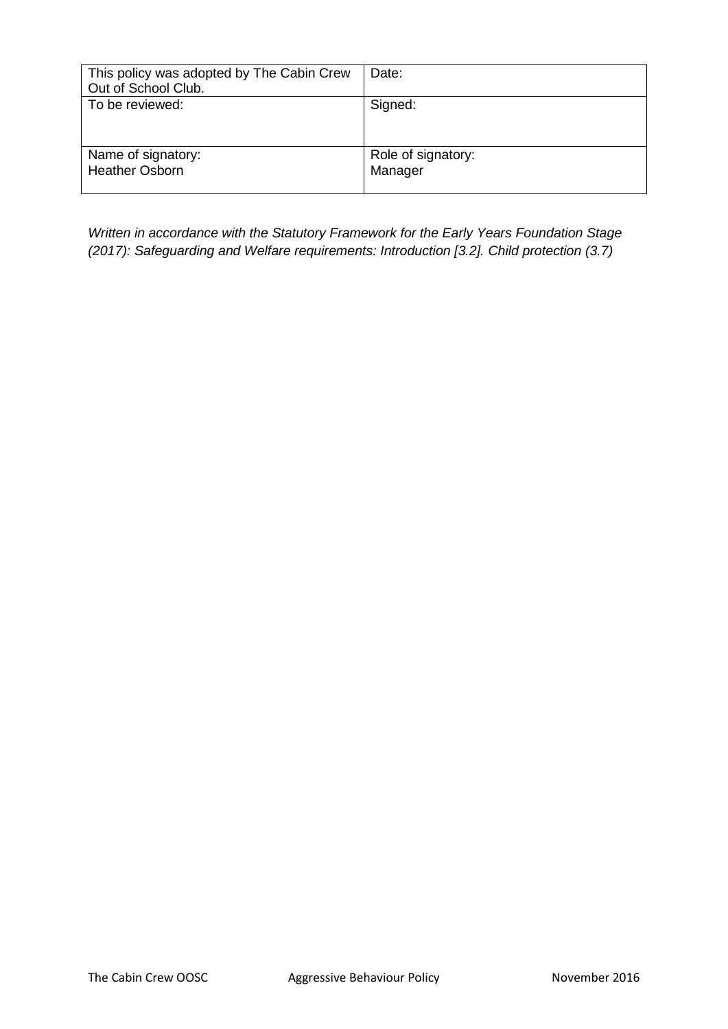| | |
|---|---|
| This policy was adopted by The Cabin Crew Out of School Club. | Date: |
| To be reviewed: | Signed: |
| Name of signatory:<br>Heather Osborn | Role of signatory:<br>Manager |

*Written in accordance with the Statutory Framework for the Early Years Foundation Stage (2017): Safeguarding and Welfare requirements: Introduction [3.2]. Child protection (3.7)*